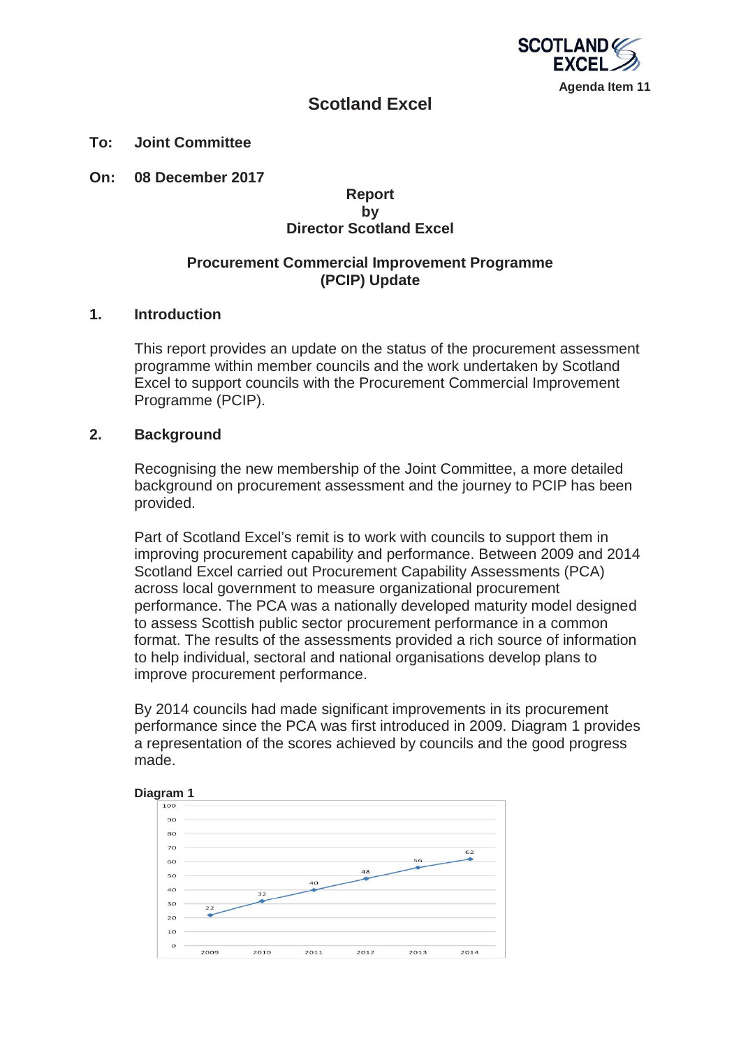SCOTLAND EXCEL

**Agenda Item 11**

# Scotland Excel

**To: Joint Committee**

**On: 08 December 2017**

**Report**
**by**
**Director Scotland Excel**

**Procurement Commercial Improvement Programme (PCIP) Update**

## 1. Introduction

This report provides an update on the status of the procurement assessment programme within member councils and the work undertaken by Scotland Excel to support councils with the Procurement Commercial Improvement Programme (PCIP).

## 2. Background

Recognising the new membership of the Joint Committee, a more detailed background on procurement assessment and the journey to PCIP has been provided.

Part of Scotland Excel's remit is to work with councils to support them in improving procurement capability and performance. Between 2009 and 2014 Scotland Excel carried out Procurement Capability Assessments (PCA) across local government to measure organizational procurement performance. The PCA was a nationally developed maturity model designed to assess Scottish public sector procurement performance in a common format. The results of the assessments provided a rich source of information to help individual, sectoral and national organisations develop plans to improve procurement performance.

By 2014 councils had made significant improvements in its procurement performance since the PCA was first introduced in 2009. Diagram 1 provides a representation of the scores achieved by councils and the good progress made.

**Diagram 1**

0
10
20
30
40
50
60
70
80
90
100

22
32
40
48
56
62

2009
2010
2011
2012
2013
2014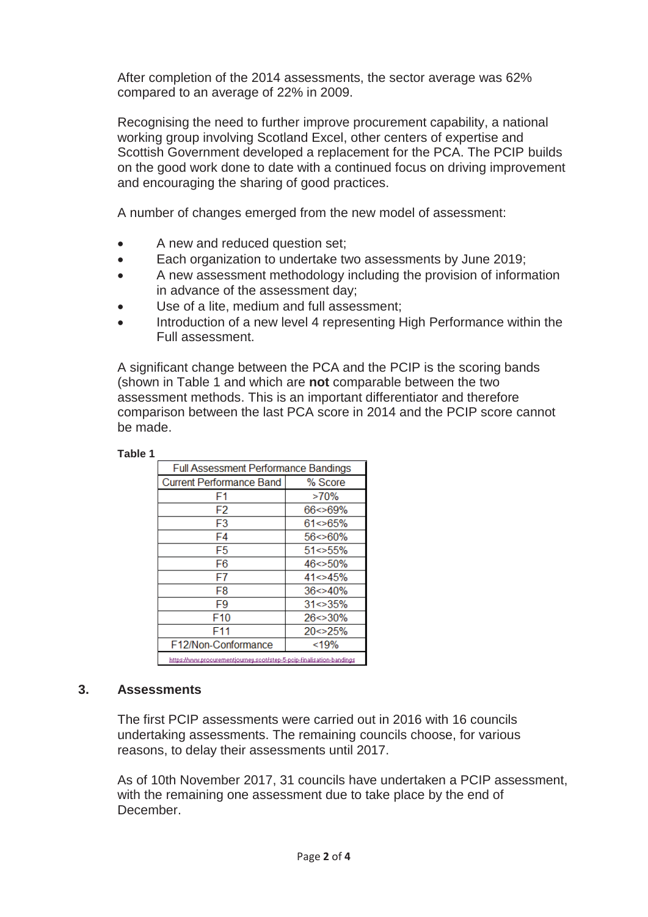After completion of the 2014 assessments, the sector average was 62% compared to an average of 22% in 2009.

Recognising the need to further improve procurement capability, a national working group involving Scotland Excel, other centers of expertise and Scottish Government developed a replacement for the PCA. The PCIP builds on the good work done to date with a continued focus on driving improvement and encouraging the sharing of good practices.

A number of changes emerged from the new model of assessment:

- A new and reduced question set;
- Each organization to undertake two assessments by June 2019;
- A new assessment methodology including the provision of information in advance of the assessment day;
- Use of a lite, medium and full assessment;
- Introduction of a new level 4 representing High Performance within the Full assessment.

A significant change between the PCA and the PCIP is the scoring bands (shown in Table 1 and which are **not** comparable between the two assessment methods. This is an important differentiator and therefore comparison between the last PCA score in 2014 and the PCIP score cannot be made.

**Table 1**

| Full Assessment Performance Bandings | |
|---|---|
| Current Performance Band | % Score |
| F1 | >70% |
| F2 | 66<>69% |
| F3 | 61<>65% |
| F4 | 56<>60% |
| F5 | 51<>55% |
| F6 | 46<>50% |
| F7 | 41<>45% |
| F8 | 36<>40% |
| F9 | 31<>35% |
| F10 | 26<>30% |
| F11 | 20<>25% |
| F12/Non-Conformance | <19% |
| https://www.procurementjourney.scot/step-5-pcip-finalisation-bandings | |

## 3. Assessments

The first PCIP assessments were carried out in 2016 with 16 councils undertaking assessments. The remaining councils choose, for various reasons, to delay their assessments until 2017.

As of 10th November 2017, 31 councils have undertaken a PCIP assessment, with the remaining one assessment due to take place by the end of December.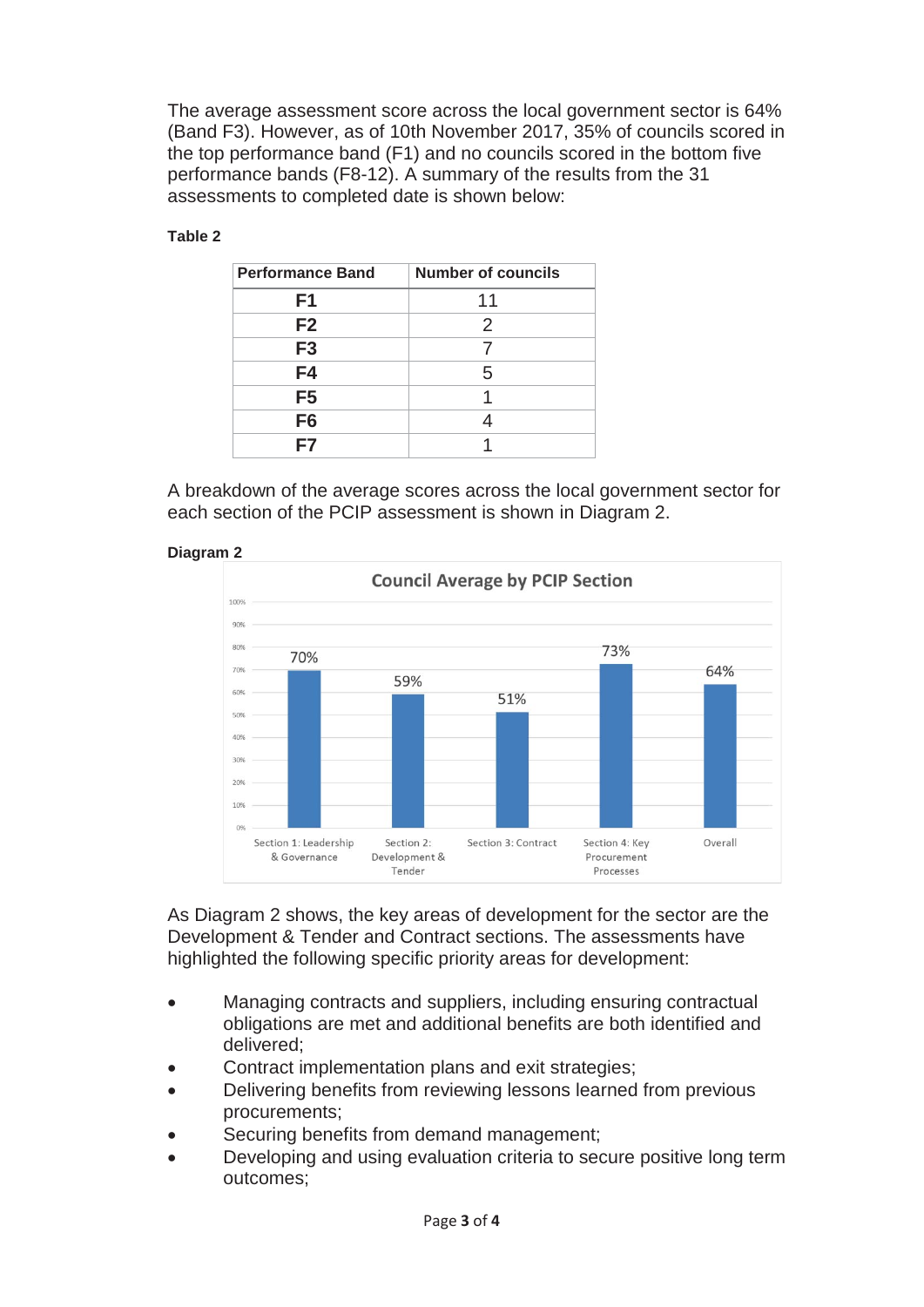The average assessment score across the local government sector is 64% (Band F3). However, as of 10th November 2017, 35% of councils scored in the top performance band (F1) and no councils scored in the bottom five performance bands (F8-12). A summary of the results from the 31 assessments to completed date is shown below:

**Table 2**

| Performance Band | Number of councils |
|---|---|
| **F1** | 11 |
| **F2** | 2 |
| **F3** | 7 |
| **F4** | 5 |
| **F5** | 1 |
| **F6** | 4 |
| **F7** | 1 |

A breakdown of the average scores across the local government sector for each section of the PCIP assessment is shown in Diagram 2.

**Diagram 2**

Council Average by PCIP Section

100%
90%
80%
70%
60%
50%
40%
30%
20%
10%
0%

70%
59%
51%
73%
64%

Section 1: Leadership & Governance
Section 2: Development & Tender
Section 3: Contract
Section 4: Key Procurement Processes
Overall

As Diagram 2 shows, the key areas of development for the sector are the Development & Tender and Contract sections. The assessments have highlighted the following specific priority areas for development:

- Managing contracts and suppliers, including ensuring contractual obligations are met and additional benefits are both identified and delivered;
- Contract implementation plans and exit strategies;
- Delivering benefits from reviewing lessons learned from previous procurements;
- Securing benefits from demand management;
- Developing and using evaluation criteria to secure positive long term outcomes;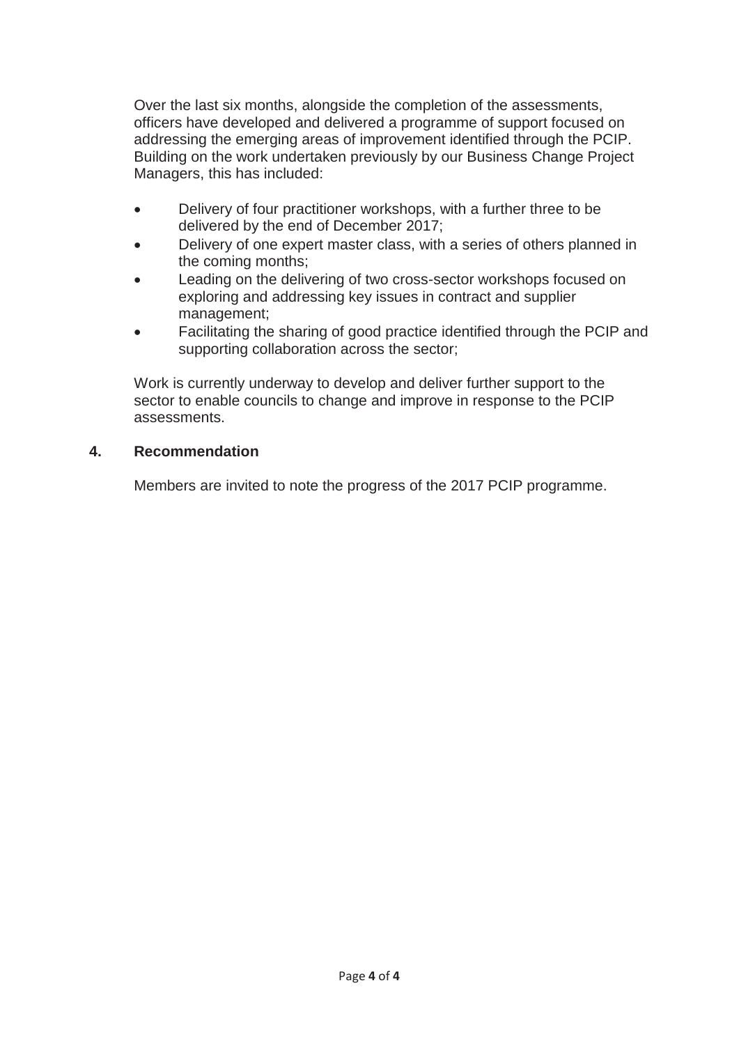Over the last six months, alongside the completion of the assessments, officers have developed and delivered a programme of support focused on addressing the emerging areas of improvement identified through the PCIP. Building on the work undertaken previously by our Business Change Project Managers, this has included:

- Delivery of four practitioner workshops, with a further three to be delivered by the end of December 2017;
- Delivery of one expert master class, with a series of others planned in the coming months;
- Leading on the delivering of two cross-sector workshops focused on exploring and addressing key issues in contract and supplier management;
- Facilitating the sharing of good practice identified through the PCIP and supporting collaboration across the sector;

Work is currently underway to develop and deliver further support to the sector to enable councils to change and improve in response to the PCIP assessments.

## 4. Recommendation

Members are invited to note the progress of the 2017 PCIP programme.